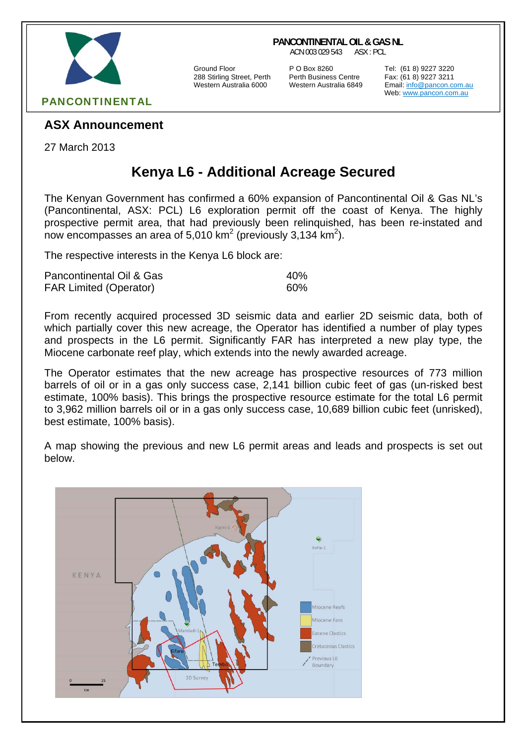PANCONTINENTAL

**PANCONTINENTAL OIL & GAS NL**
ACN 003 029 543 ASX : PCL

Ground Floor
288 Stirling Street, Perth
Western Australia 6000

P O Box 8260
Perth Business Centre
Western Australia 6849

Tel: (61 8) 9227 3220
Fax: (61 8) 9227 3211
Email: info@pancon.com.au
Web: www.pancon.com.au

## ASX Announcement

27 March 2013

# Kenya L6 - Additional Acreage Secured

The Kenyan Government has confirmed a 60% expansion of Pancontinental Oil & Gas NL's (Pancontinental, ASX: PCL) L6 exploration permit off the coast of Kenya. The highly prospective permit area, that had previously been relinquished, has been re-instated and now encompasses an area of 5,010 km$^2$ (previously 3,134 km$^2$).

The respective interests in the Kenya L6 block are:

| | |
|---|---|
| Pancontinental Oil & Gas | 40% |
| FAR Limited (Operator) | 60% |

From recently acquired processed 3D seismic data and earlier 2D seismic data, both of which partially cover this new acreage, the Operator has identified a number of play types and prospects in the L6 permit. Significantly FAR has interpreted a new play type, the Miocene carbonate reef play, which extends into the newly awarded acreage.

The Operator estimates that the new acreage has prospective resources of 773 million barrels of oil or in a gas only success case, 2,141 billion cubic feet of gas (un-risked best estimate, 100% basis). This brings the prospective resource estimate for the total L6 permit to 3,962 million barrels oil or in a gas only success case, 10,689 billion cubic feet (unrisked), best estimate, 100% basis).

A map showing the previous and new L6 permit areas and leads and prospects is set out below.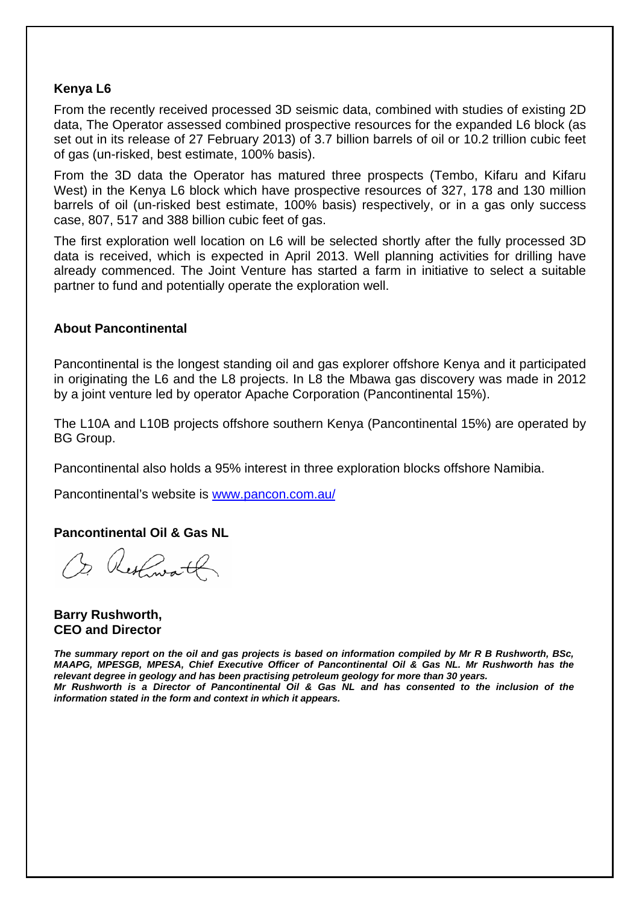**Kenya L6**

From the recently received processed 3D seismic data, combined with studies of existing 2D data, The Operator assessed combined prospective resources for the expanded L6 block (as set out in its release of 27 February 2013) of 3.7 billion barrels of oil or 10.2 trillion cubic feet of gas (un-risked, best estimate, 100% basis).

From the 3D data the Operator has matured three prospects (Tembo, Kifaru and Kifaru West) in the Kenya L6 block which have prospective resources of 327, 178 and 130 million barrels of oil (un-risked best estimate, 100% basis) respectively, or in a gas only success case, 807, 517 and 388 billion cubic feet of gas.

The first exploration well location on L6 will be selected shortly after the fully processed 3D data is received, which is expected in April 2013. Well planning activities for drilling have already commenced. The Joint Venture has started a farm in initiative to select a suitable partner to fund and potentially operate the exploration well.

**About Pancontinental**

Pancontinental is the longest standing oil and gas explorer offshore Kenya and it participated in originating the L6 and the L8 projects. In L8 the Mbawa gas discovery was made in 2012 by a joint venture led by operator Apache Corporation (Pancontinental 15%).

The L10A and L10B projects offshore southern Kenya (Pancontinental 15%) are operated by BG Group.

Pancontinental also holds a 95% interest in three exploration blocks offshore Namibia.

Pancontinental's website is [www.pancon.com.au/](http://www.pancon.com.au/)

**Pancontinental Oil & Gas NL**

**Barry Rushworth,**
**CEO and Director**

***The summary report on the oil and gas projects is based on information compiled by Mr R B Rushworth, BSc, MAAPG, MPESGB, MPESA, Chief Executive Officer of Pancontinental Oil & Gas NL. Mr Rushworth has the relevant degree in geology and has been practising petroleum geology for more than 30 years.***
***Mr Rushworth is a Director of Pancontinental Oil & Gas NL and has consented to the inclusion of the information stated in the form and context in which it appears.***